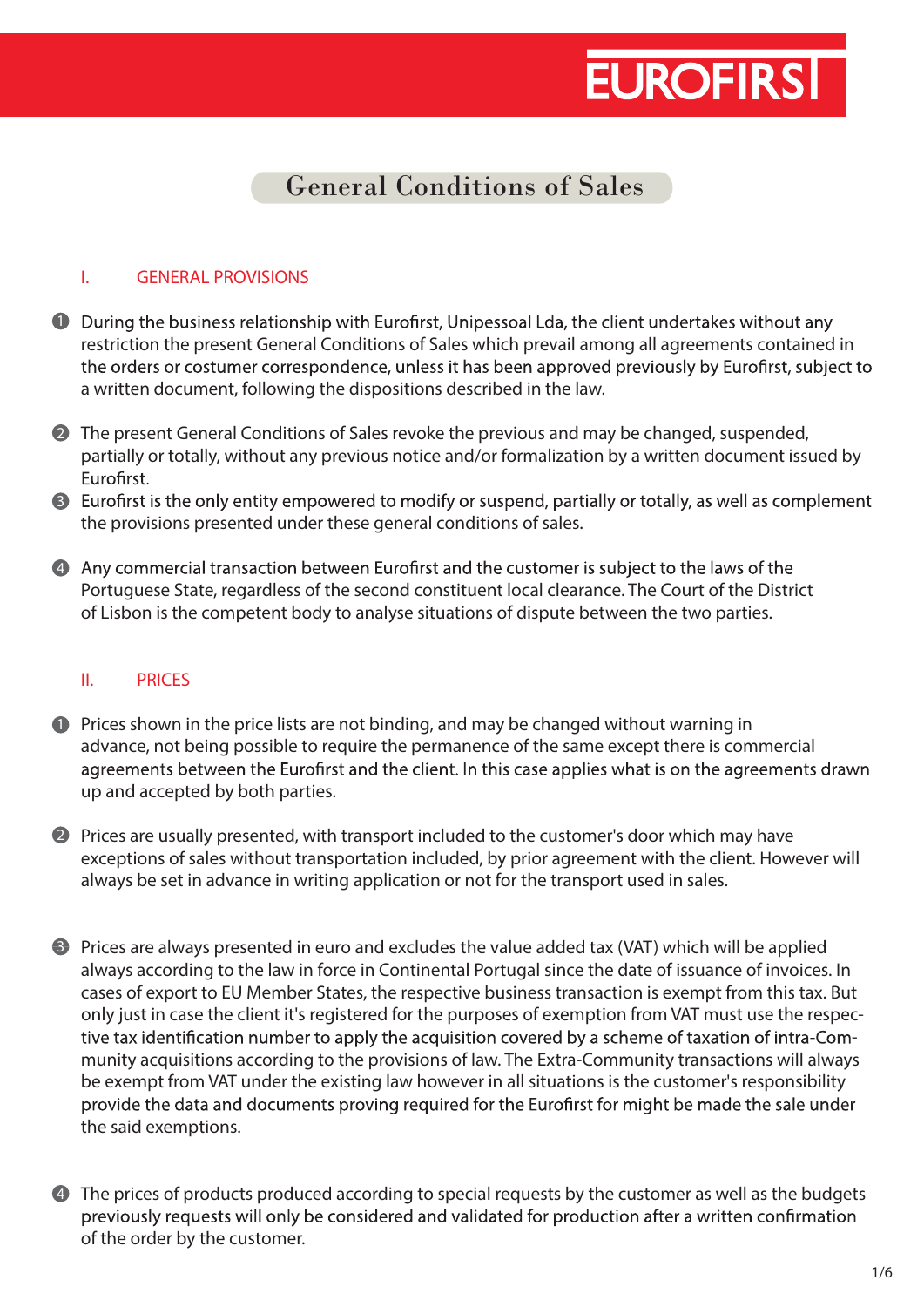EUROFIRST

# General Conditions of Sales

## I. GENERAL PROVISIONS

1. During the business relationship with Eurofirst, Unipessoal Lda, the client undertakes without any restriction the present General Conditions of Sales which prevail among all agreements contained in the orders or costumer correspondence, unless it has been approved previously by Eurofirst, subject to a written document, following the dispositions described in the law.

2. The present General Conditions of Sales revoke the previous and may be changed, suspended, partially or totally, without any previous notice and/or formalization by a written document issued by Eurofirst.

3. Eurofirst is the only entity empowered to modify or suspend, partially or totally, as well as complement the provisions presented under these general conditions of sales.

4. Any commercial transaction between Eurofirst and the customer is subject to the laws of the Portuguese State, regardless of the second constituent local clearance. The Court of the District of Lisbon is the competent body to analyse situations of dispute between the two parties.

## II. PRICES

1. Prices shown in the price lists are not binding, and may be changed without warning in advance, not being possible to require the permanence of the same except there is commercial agreements between the Eurofirst and the client. In this case applies what is on the agreements drawn up and accepted by both parties.

2. Prices are usually presented, with transport included to the customer's door which may have exceptions of sales without transportation included, by prior agreement with the client. However will always be set in advance in writing application or not for the transport used in sales.

3. Prices are always presented in euro and excludes the value added tax (VAT) which will be applied always according to the law in force in Continental Portugal since the date of issuance of invoices. In cases of export to EU Member States, the respective business transaction is exempt from this tax. But only just in case the client it's registered for the purposes of exemption from VAT must use the respective tax identification number to apply the acquisition covered by a scheme of taxation of intra-Community acquisitions according to the provisions of law. The Extra-Community transactions will always be exempt from VAT under the existing law however in all situations is the customer's responsibility provide the data and documents proving required for the Eurofirst for might be made the sale under the said exemptions.

4. The prices of products produced according to special requests by the customer as well as the budgets previously requests will only be considered and validated for production after a written confirmation of the order by the customer.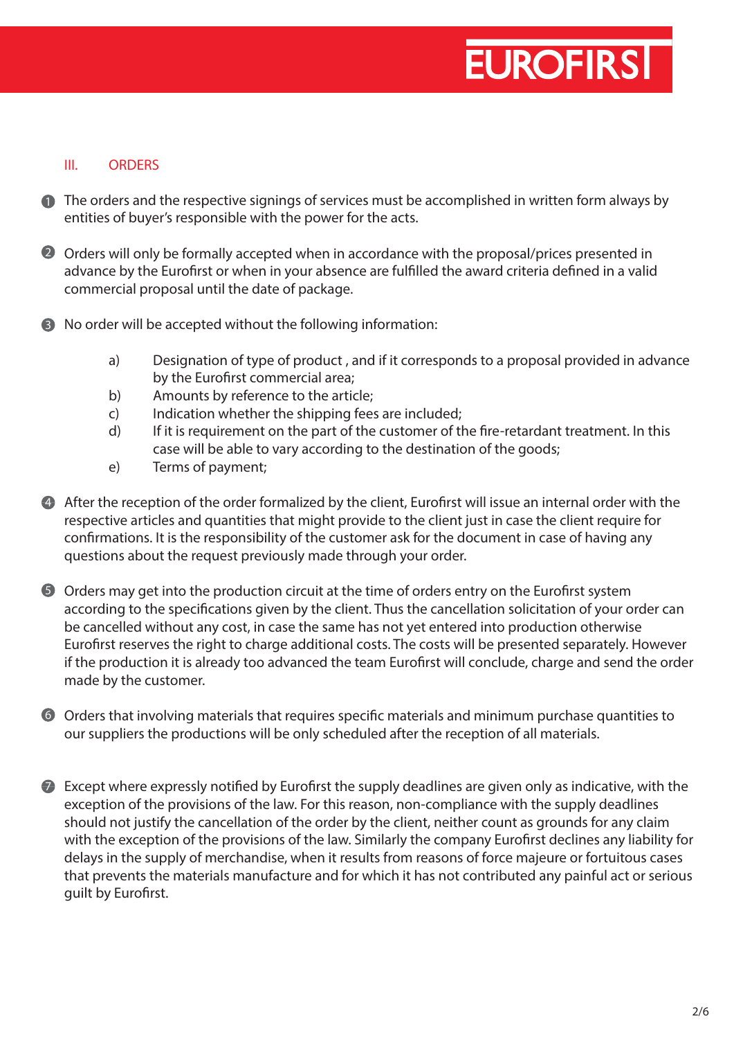## III. ORDERS

1. The orders and the respective signings of services must be accomplished in written form always by entities of buyer's responsible with the power for the acts.

2. Orders will only be formally accepted when in accordance with the proposal/prices presented in advance by the Eurofirst or when in your absence are fulfilled the award criteria defined in a valid commercial proposal until the date of package.

3. No order will be accepted without the following information:

   a) Designation of type of product , and if it corresponds to a proposal provided in advance by the Eurofirst commercial area;
   b) Amounts by reference to the article;
   c) Indication whether the shipping fees are included;
   d) If it is requirement on the part of the customer of the fire-retardant treatment. In this case will be able to vary according to the destination of the goods;
   e) Terms of payment;

4. After the reception of the order formalized by the client, Eurofirst will issue an internal order with the respective articles and quantities that might provide to the client just in case the client require for confirmations. It is the responsibility of the customer ask for the document in case of having any questions about the request previously made through your order.

5. Orders may get into the production circuit at the time of orders entry on the Eurofirst system according to the specifications given by the client. Thus the cancellation solicitation of your order can be cancelled without any cost, in case the same has not yet entered into production otherwise Eurofirst reserves the right to charge additional costs. The costs will be presented separately. However if the production it is already too advanced the team Eurofirst will conclude, charge and send the order made by the customer.

6. Orders that involving materials that requires specific materials and minimum purchase quantities to our suppliers the productions will be only scheduled after the reception of all materials.

7. Except where expressly notified by Eurofirst the supply deadlines are given only as indicative, with the exception of the provisions of the law. For this reason, non-compliance with the supply deadlines should not justify the cancellation of the order by the client, neither count as grounds for any claim with the exception of the provisions of the law. Similarly the company Eurofirst declines any liability for delays in the supply of merchandise, when it results from reasons of force majeure or fortuitous cases that prevents the materials manufacture and for which it has not contributed any painful act or serious guilt by Eurofirst.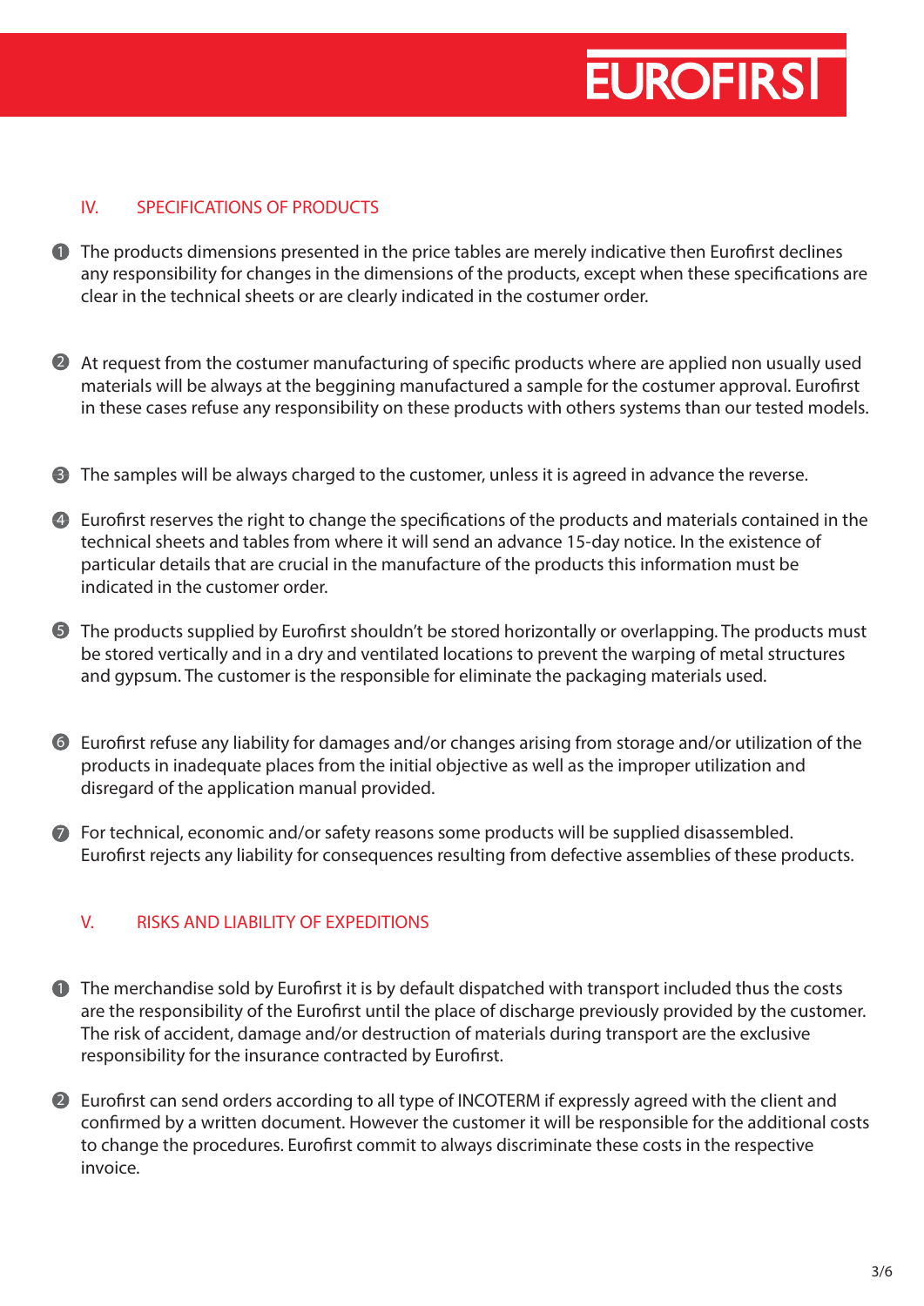## IV. SPECIFICATIONS OF PRODUCTS

1. The products dimensions presented in the price tables are merely indicative then Eurofirst declines any responsibility for changes in the dimensions of the products, except when these specifications are clear in the technical sheets or are clearly indicated in the costumer order.

2. At request from the costumer manufacturing of specific products where are applied non usually used materials will be always at the begining manufactured a sample for the costumer approval. Eurofirst in these cases refuse any responsibility on these products with others systems than our tested models.

3. The samples will be always charged to the customer, unless it is agreed in advance the reverse.

4. Eurofirst reserves the right to change the specifications of the products and materials contained in the technical sheets and tables from where it will send an advance 15-day notice. In the existence of particular details that are crucial in the manufacture of the products this information must be indicated in the customer order.

5. The products supplied by Eurofirst shouldn't be stored horizontally or overlapping. The products must be stored vertically and in a dry and ventilated locations to prevent the warping of metal structures and gypsum. The customer is the responsible for eliminate the packaging materials used.

6. Eurofirst refuse any liability for damages and/or changes arising from storage and/or utilization of the products in inadequate places from the initial objective as well as the improper utilization and disregard of the application manual provided.

7. For technical, economic and/or safety reasons some products will be supplied disassembled. Eurofirst rejects any liability for consequences resulting from defective assemblies of these products.

## V. RISKS AND LIABILITY OF EXPEDITIONS

1. The merchandise sold by Eurofirst it is by default dispatched with transport included thus the costs are the responsibility of the Eurofirst until the place of discharge previously provided by the customer. The risk of accident, damage and/or destruction of materials during transport are the exclusive responsibility for the insurance contracted by Eurofirst.

2. Eurofirst can send orders according to all type of INCOTERM if expressly agreed with the client and confirmed by a written document. However the customer it will be responsible for the additional costs to change the procedures. Eurofirst commit to always discriminate these costs in the respective invoice.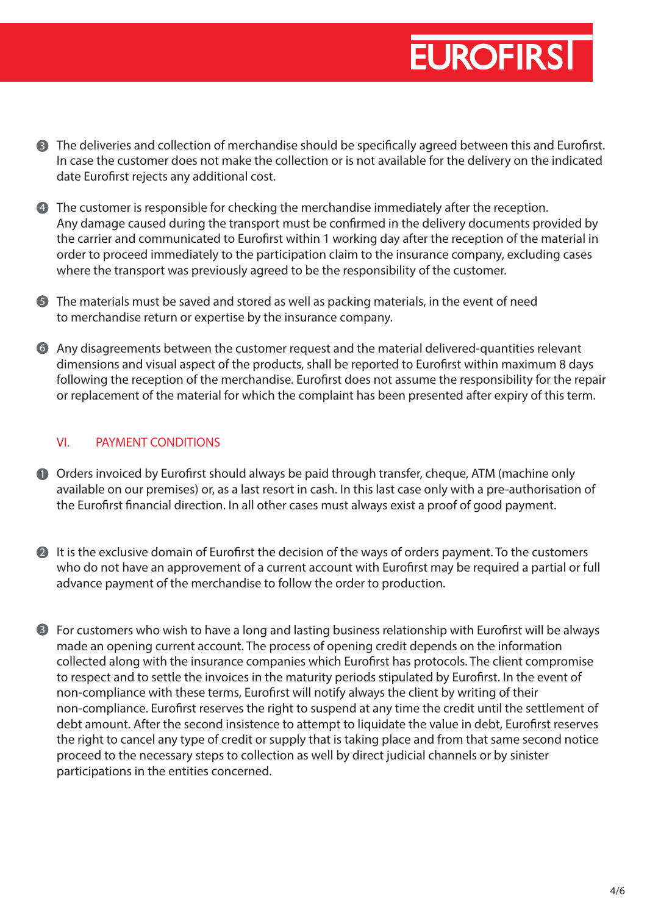3. The deliveries and collection of merchandise should be specifically agreed between this and Eurofirst. In case the customer does not make the collection or is not available for the delivery on the indicated date Eurofirst rejects any additional cost.

4. The customer is responsible for checking the merchandise immediately after the reception. Any damage caused during the transport must be confirmed in the delivery documents provided by the carrier and communicated to Eurofirst within 1 working day after the reception of the material in order to proceed immediately to the participation claim to the insurance company, excluding cases where the transport was previously agreed to be the responsibility of the customer.

5. The materials must be saved and stored as well as packing materials, in the event of need to merchandise return or expertise by the insurance company.

6. Any disagreements between the customer request and the material delivered-quantities relevant dimensions and visual aspect of the products, shall be reported to Eurofirst within maximum 8 days following the reception of the merchandise. Eurofirst does not assume the responsibility for the repair or replacement of the material for which the complaint has been presented after expiry of this term.

## VI. PAYMENT CONDITIONS

1. Orders invoiced by Eurofirst should always be paid through transfer, cheque, ATM (machine only available on our premises) or, as a last resort in cash. In this last case only with a pre-authorisation of the Eurofirst financial direction. In all other cases must always exist a proof of good payment.

2. It is the exclusive domain of Eurofirst the decision of the ways of orders payment. To the customers who do not have an approvement of a current account with Eurofirst may be required a partial or full advance payment of the merchandise to follow the order to production.

3. For customers who wish to have a long and lasting business relationship with Eurofirst will be always made an opening current account. The process of opening credit depends on the information collected along with the insurance companies which Eurofirst has protocols. The client compromise to respect and to settle the invoices in the maturity periods stipulated by Eurofirst. In the event of non-compliance with these terms, Eurofirst will notify always the client by writing of their non-compliance. Eurofirst reserves the right to suspend at any time the credit until the settlement of debt amount. After the second insistence to attempt to liquidate the value in debt, Eurofirst reserves the right to cancel any type of credit or supply that is taking place and from that same second notice proceed to the necessary steps to collection as well by direct judicial channels or by sinister participations in the entities concerned.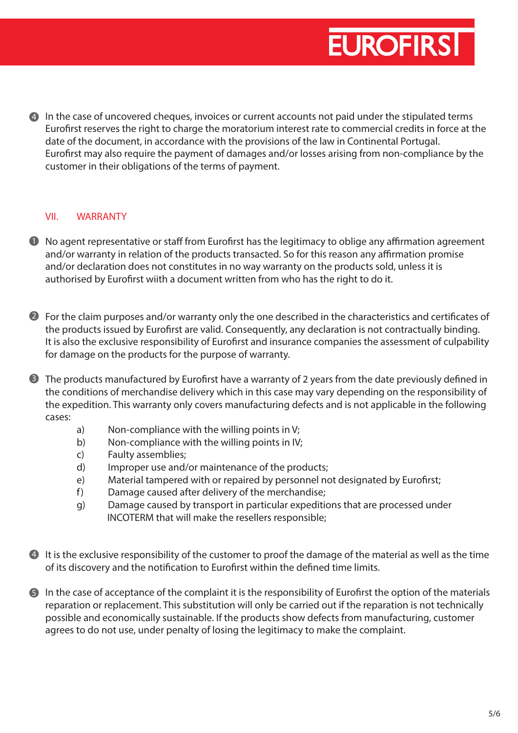4. In the case of uncovered cheques, invoices or current accounts not paid under the stipulated terms Eurofirst reserves the right to charge the moratorium interest rate to commercial credits in force at the date of the document, in accordance with the provisions of the law in Continental Portugal. Eurofirst may also require the payment of damages and/or losses arising from non-compliance by the customer in their obligations of the terms of payment.

## VII. WARRANTY

1. No agent representative or staff from Eurofirst has the legitimacy to oblige any affirmation agreement and/or warranty in relation of the products transacted. So for this reason any affirmation promise and/or declaration does not constitutes in no way warranty on the products sold, unless it is authorised by Eurofirst wiith a document written from who has the right to do it.

2. For the claim purposes and/or warranty only the one described in the characteristics and certificates of the products issued by Eurofirst are valid. Consequently, any declaration is not contractually binding. It is also the exclusive responsibility of Eurofirst and insurance companies the assessment of culpability for damage on the products for the purpose of warranty.

3. The products manufactured by Eurofirst have a warranty of 2 years from the date previously defined in the conditions of merchandise delivery which in this case may vary depending on the responsibility of the expedition. This warranty only covers manufacturing defects and is not applicable in the following cases:
   - a) Non-compliance with the willing points in V;
   - b) Non-compliance with the willing points in IV;
   - c) Faulty assemblies;
   - d) Improper use and/or maintenance of the products;
   - e) Material tampered with or repaired by personnel not designated by Eurofirst;
   - f) Damage caused after delivery of the merchandise;
   - g) Damage caused by transport in particular expeditions that are processed under INCOTERM that will make the resellers responsible;

4. It is the exclusive responsibility of the customer to proof the damage of the material as well as the time of its discovery and the notification to Eurofirst within the defined time limits.

5. In the case of acceptance of the complaint it is the responsibility of Eurofirst the option of the materials reparation or replacement. This substitution will only be carried out if the reparation is not technically possible and economically sustainable. If the products show defects from manufacturing, customer agrees to do not use, under penalty of losing the legitimacy to make the complaint.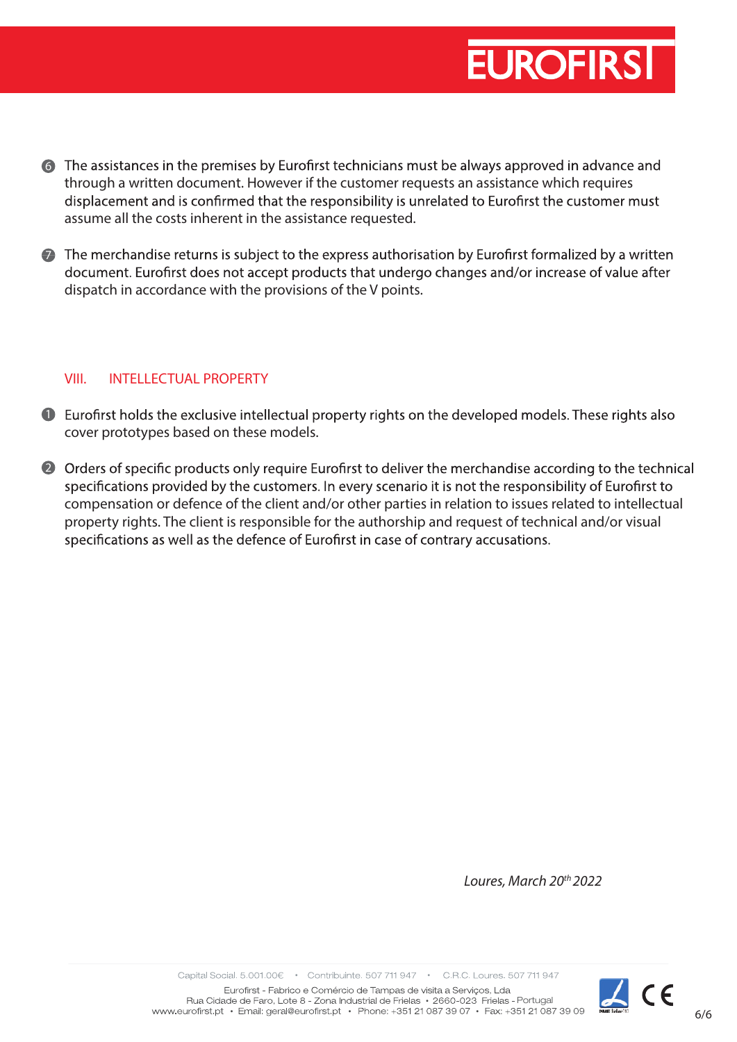6. The assistances in the premises by Eurofirst technicians must be always approved in advance and through a written document. However if the customer requests an assistance which requires displacement and is confirmed that the responsibility is unrelated to Eurofirst the customer must assume all the costs inherent in the assistance requested.

7. The merchandise returns is subject to the express authorisation by Eurofirst formalized by a written document. Eurofirst does not accept products that undergo changes and/or increase of value after dispatch in accordance with the provisions of the V points.

## VIII. INTELLECTUAL PROPERTY

1. Eurofirst holds the exclusive intellectual property rights on the developed models. These rights also cover prototypes based on these models.

2. Orders of specific products only require Eurofirst to deliver the merchandise according to the technical specifications provided by the customers. In every scenario it is not the responsibility of Eurofirst to compensation or defence of the client and/or other parties in relation to issues related to intellectual property rights. The client is responsible for the authorship and request of technical and/or visual specifications as well as the defence of Eurofirst in case of contrary accusations.

*Loures, March 20th 2022*